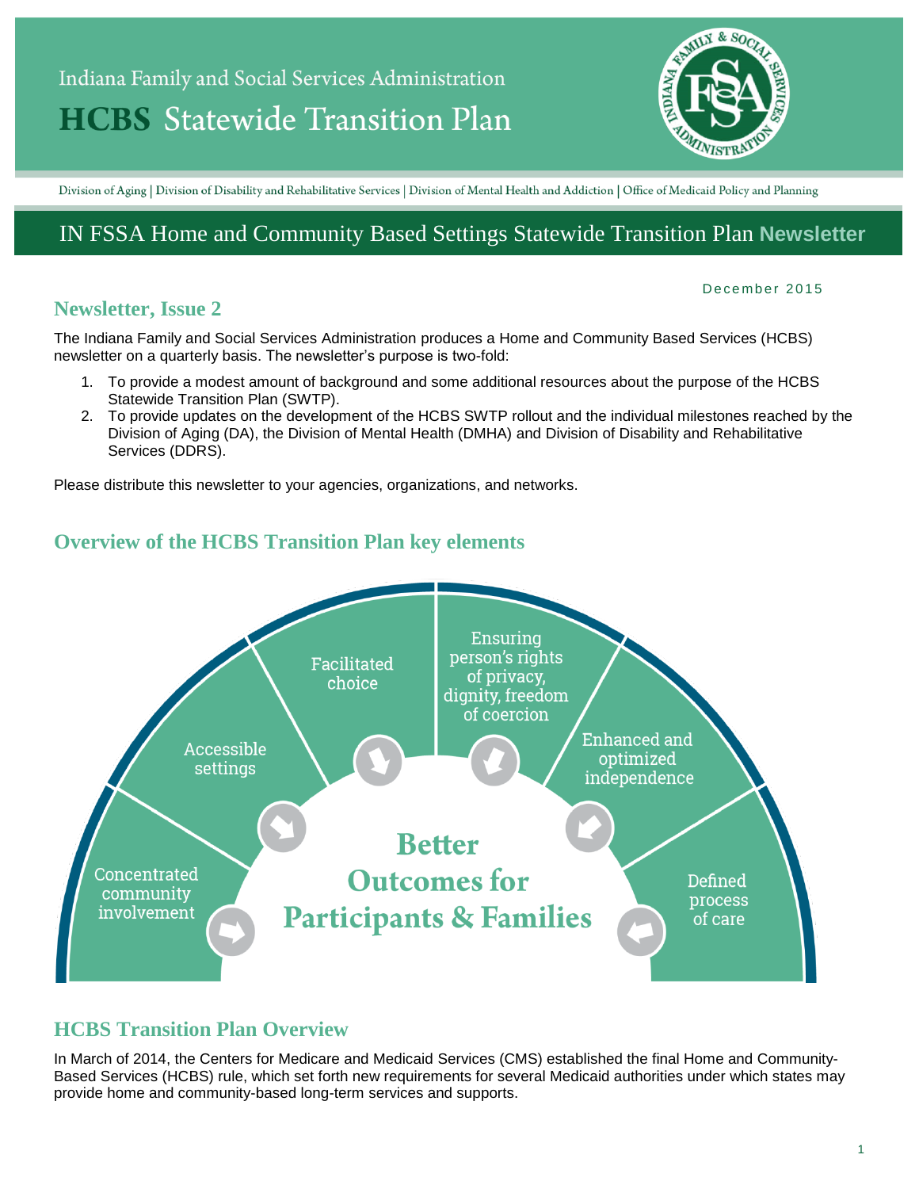Indiana Family and Social Services Administration

# HCBS Statewide Transition Plan

Division of Aging | Division of Disability and Rehabilitative Services | Division of Mental Health and Addiction | Office of Medicaid Policy and Planning

## IN FSSA Home and Community Based Settings Statewide Transition Plan **Newsletter**

December 2015

### Newsletter, Issue 2

The Indiana Family and Social Services Administration produces a Home and Community Based Services (HCBS) newsletter on a quarterly basis. The newsletter's purpose is two-fold:

1. To provide a modest amount of background and some additional resources about the purpose of the HCBS Statewide Transition Plan (SWTP).
2. To provide updates on the development of the HCBS SWTP rollout and the individual milestones reached by the Division of Aging (DA), the Division of Mental Health (DMHA) and Division of Disability and Rehabilitative Services (DDRS).

Please distribute this newsletter to your agencies, organizations, and networks.

### Overview of the HCBS Transition Plan key elements

- Concentrated community involvement
- Accessible settings
- Facilitated choice
- Ensuring person's rights of privacy, dignity, freedom of coercion
- Enhanced and optimized independence
- Defined process of care

**Better Outcomes for Participants & Families**

### HCBS Transition Plan Overview

In March of 2014, the Centers for Medicare and Medicaid Services (CMS) established the final Home and Community-Based Services (HCBS) rule, which set forth new requirements for several Medicaid authorities under which states may provide home and community-based long-term services and supports.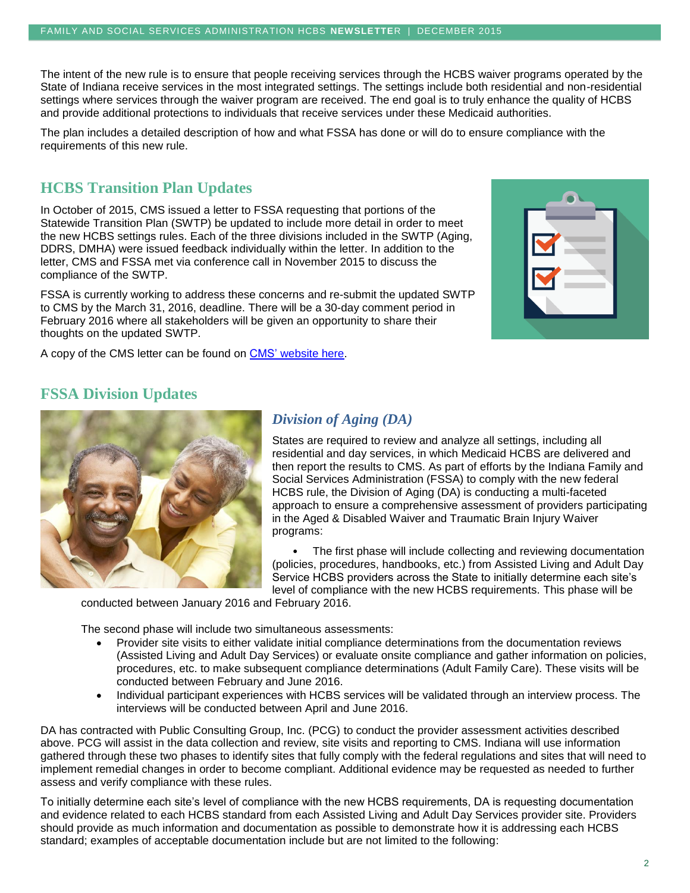The intent of the new rule is to ensure that people receiving services through the HCBS waiver programs operated by the State of Indiana receive services in the most integrated settings. The settings include both residential and non-residential settings where services through the waiver program are received. The end goal is to truly enhance the quality of HCBS and provide additional protections to individuals that receive services under these Medicaid authorities.

The plan includes a detailed description of how and what FSSA has done or will do to ensure compliance with the requirements of this new rule.

## HCBS Transition Plan Updates

In October of 2015, CMS issued a letter to FSSA requesting that portions of the Statewide Transition Plan (SWTP) be updated to include more detail in order to meet the new HCBS settings rules. Each of the three divisions included in the SWTP (Aging, DDRS, DMHA) were issued feedback individually within the letter. In addition to the letter, CMS and FSSA met via conference call in November 2015 to discuss the compliance of the SWTP.

FSSA is currently working to address these concerns and re-submit the updated SWTP to CMS by the March 31, 2016, deadline. There will be a 30-day comment period in February 2016 where all stakeholders will be given an opportunity to share their thoughts on the updated SWTP.

A copy of the CMS letter can be found on CMS' website here.

## FSSA Division Updates

### *Division of Aging (DA)*

States are required to review and analyze all settings, including all residential and day services, in which Medicaid HCBS are delivered and then report the results to CMS. As part of efforts by the Indiana Family and Social Services Administration (FSSA) to comply with the new federal HCBS rule, the Division of Aging (DA) is conducting a multi-faceted approach to ensure a comprehensive assessment of providers participating in the Aged & Disabled Waiver and Traumatic Brain Injury Waiver programs:

- The first phase will include collecting and reviewing documentation (policies, procedures, handbooks, etc.) from Assisted Living and Adult Day Service HCBS providers across the State to initially determine each site's level of compliance with the new HCBS requirements. This phase will be conducted between January 2016 and February 2016.

The second phase will include two simultaneous assessments:

- Provider site visits to either validate initial compliance determinations from the documentation reviews (Assisted Living and Adult Day Services) or evaluate onsite compliance and gather information on policies, procedures, etc. to make subsequent compliance determinations (Adult Family Care). These visits will be conducted between February and June 2016.
- Individual participant experiences with HCBS services will be validated through an interview process. The interviews will be conducted between April and June 2016.

DA has contracted with Public Consulting Group, Inc. (PCG) to conduct the provider assessment activities described above. PCG will assist in the data collection and review, site visits and reporting to CMS. Indiana will use information gathered through these two phases to identify sites that fully comply with the federal regulations and sites that will need to implement remedial changes in order to become compliant. Additional evidence may be requested as needed to further assess and verify compliance with these rules.

To initially determine each site's level of compliance with the new HCBS requirements, DA is requesting documentation and evidence related to each HCBS standard from each Assisted Living and Adult Day Services provider site. Providers should provide as much information and documentation as possible to demonstrate how it is addressing each HCBS standard; examples of acceptable documentation include but are not limited to the following: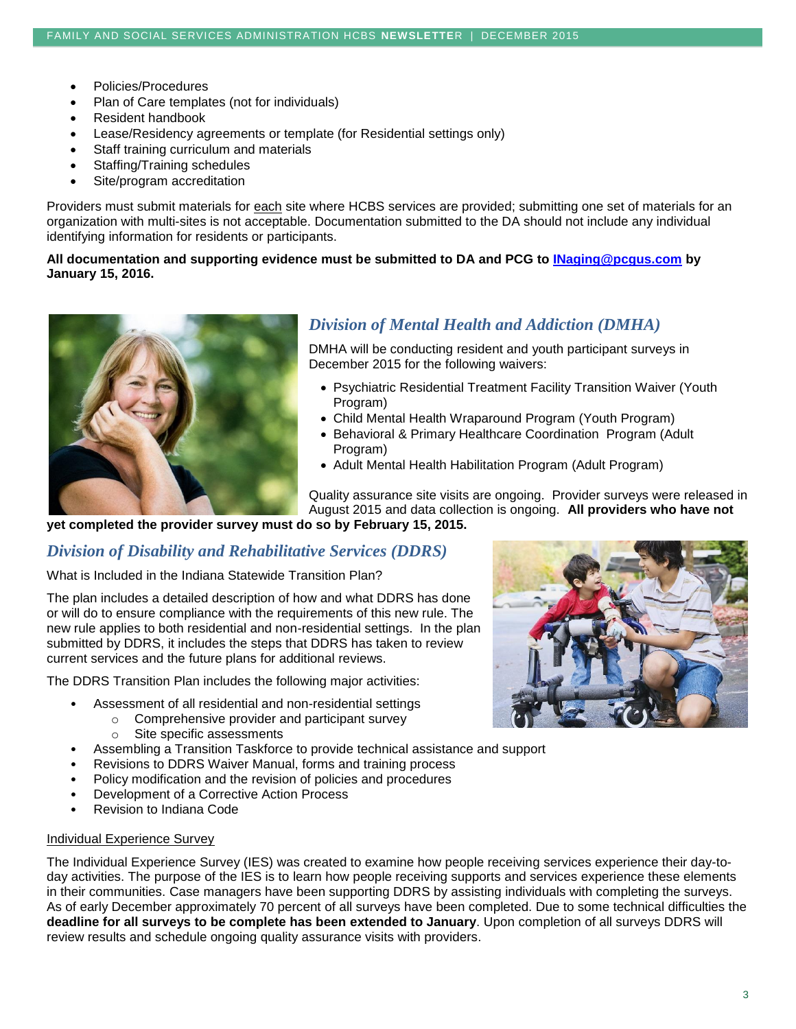- Policies/Procedures
- Plan of Care templates (not for individuals)
- Resident handbook
- Lease/Residency agreements or template (for Residential settings only)
- Staff training curriculum and materials
- Staffing/Training schedules
- Site/program accreditation

Providers must submit materials for each site where HCBS services are provided; submitting one set of materials for an organization with multi-sites is not acceptable. Documentation submitted to the DA should not include any individual identifying information for residents or participants.

**All documentation and supporting evidence must be submitted to DA and PCG to INaging@pcgus.com by January 15, 2016.**

## *Division of Mental Health and Addiction (DMHA)*

DMHA will be conducting resident and youth participant surveys in December 2015 for the following waivers:

- Psychiatric Residential Treatment Facility Transition Waiver (Youth Program)
- Child Mental Health Wraparound Program (Youth Program)
- Behavioral & Primary Healthcare Coordination Program (Adult Program)
- Adult Mental Health Habilitation Program (Adult Program)

Quality assurance site visits are ongoing. Provider surveys were released in August 2015 and data collection is ongoing. **All providers who have not yet completed the provider survey must do so by February 15, 2015.**

## *Division of Disability and Rehabilitative Services (DDRS)*

What is Included in the Indiana Statewide Transition Plan?

The plan includes a detailed description of how and what DDRS has done or will do to ensure compliance with the requirements of this new rule. The new rule applies to both residential and non-residential settings. In the plan submitted by DDRS, it includes the steps that DDRS has taken to review current services and the future plans for additional reviews.

The DDRS Transition Plan includes the following major activities:

- Assessment of all residential and non-residential settings
  - Comprehensive provider and participant survey
  - Site specific assessments
- Assembling a Transition Taskforce to provide technical assistance and support
- Revisions to DDRS Waiver Manual, forms and training process
- Policy modification and the revision of policies and procedures
- Development of a Corrective Action Process
- Revision to Indiana Code

Individual Experience Survey

The Individual Experience Survey (IES) was created to examine how people receiving services experience their day-to-day activities. The purpose of the IES is to learn how people receiving supports and services experience these elements in their communities. Case managers have been supporting DDRS by assisting individuals with completing the surveys. As of early December approximately 70 percent of all surveys have been completed. Due to some technical difficulties the **deadline for all surveys to be complete has been extended to January**. Upon completion of all surveys DDRS will review results and schedule ongoing quality assurance visits with providers.